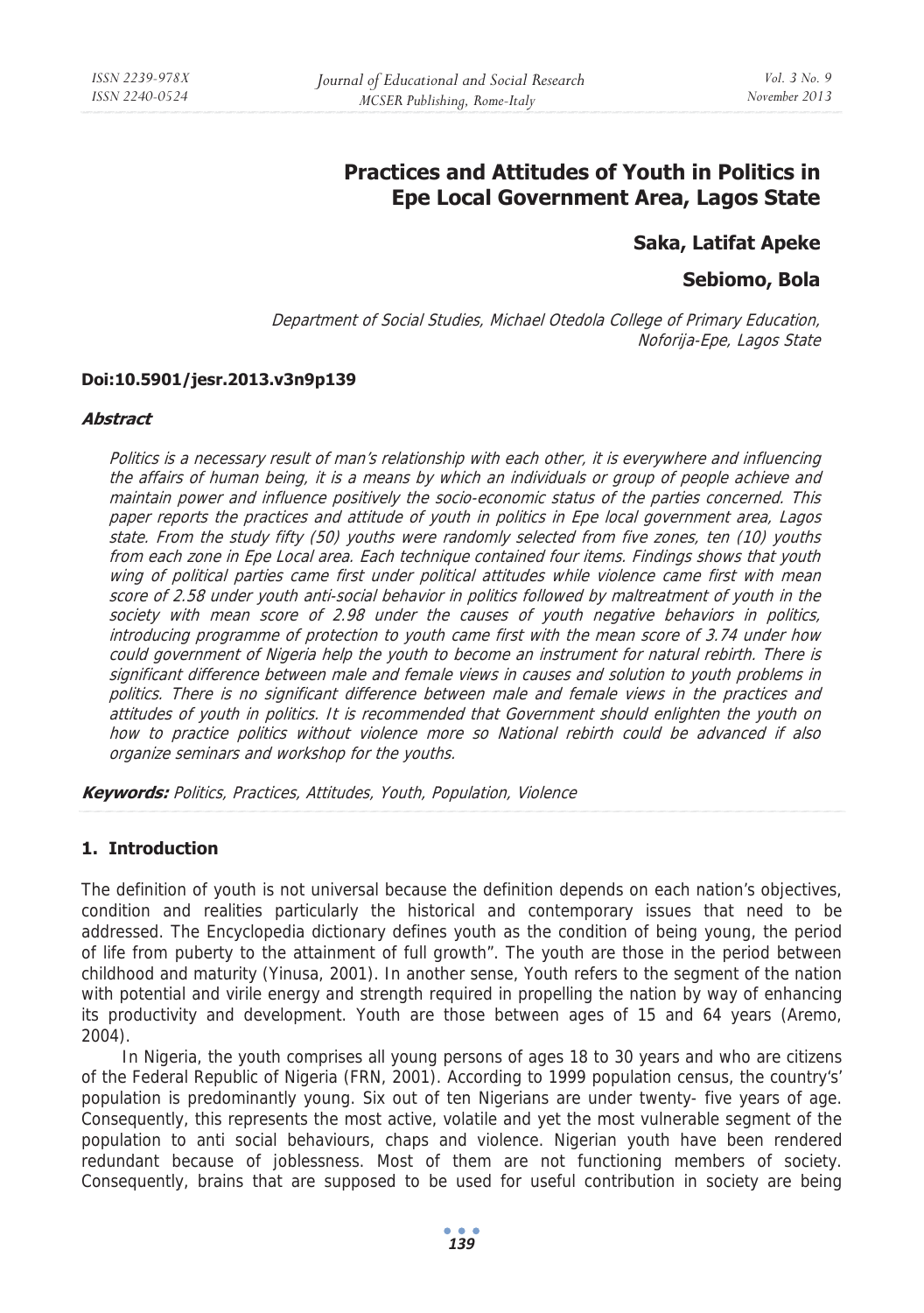# Practices and Attitudes of Youth in Politics in Epe Local Government Area, Lagos State

**Saka, Latifat Apeke**

**Sebiomo, Bola**

*Department of Social Studies, Michael Otedola College of Primary Education, Noforija-Epe, Lagos State*

**Doi:10.5901/jesr.2013.v3n9p139**

***Abstract***

*Politics is a necessary result of man's relationship with each other, it is everywhere and influencing the affairs of human being, it is a means by which an individuals or group of people achieve and maintain power and influence positively the socio-economic status of the parties concerned. This paper reports the practices and attitude of youth in politics in Epe local government area, Lagos state. From the study fifty (50) youths were randomly selected from five zones, ten (10) youths from each zone in Epe Local area. Each technique contained four items. Findings shows that youth wing of political parties came first under political attitudes while violence came first with mean score of 2.58 under youth anti-social behavior in politics followed by maltreatment of youth in the society with mean score of 2.98 under the causes of youth negative behaviors in politics, introducing programme of protection to youth came first with the mean score of 3.74 under how could government of Nigeria help the youth to become an instrument for natural rebirth. There is significant difference between male and female views in causes and solution to youth problems in politics. There is no significant difference between male and female views in the practices and attitudes of youth in politics. It is recommended that Government should enlighten the youth on how to practice politics without violence more so National rebirth could be advanced if also organize seminars and workshop for the youths.*

***Keywords:*** *Politics, Practices, Attitudes, Youth, Population, Violence*

## 1. Introduction

The definition of youth is not universal because the definition depends on each nation's objectives, condition and realities particularly the historical and contemporary issues that need to be addressed. The Encyclopedia dictionary defines youth as the condition of being young, the period of life from puberty to the attainment of full growth". The youth are those in the period between childhood and maturity (Yinusa, 2001). In another sense, Youth refers to the segment of the nation with potential and virile energy and strength required in propelling the nation by way of enhancing its productivity and development. Youth are those between ages of 15 and 64 years (Aremo, 2004).

In Nigeria, the youth comprises all young persons of ages 18 to 30 years and who are citizens of the Federal Republic of Nigeria (FRN, 2001). According to 1999 population census, the country's' population is predominantly young. Six out of ten Nigerians are under twenty- five years of age. Consequently, this represents the most active, volatile and yet the most vulnerable segment of the population to anti social behaviours, chaps and violence. Nigerian youth have been rendered redundant because of joblessness. Most of them are not functioning members of society. Consequently, brains that are supposed to be used for useful contribution in society are being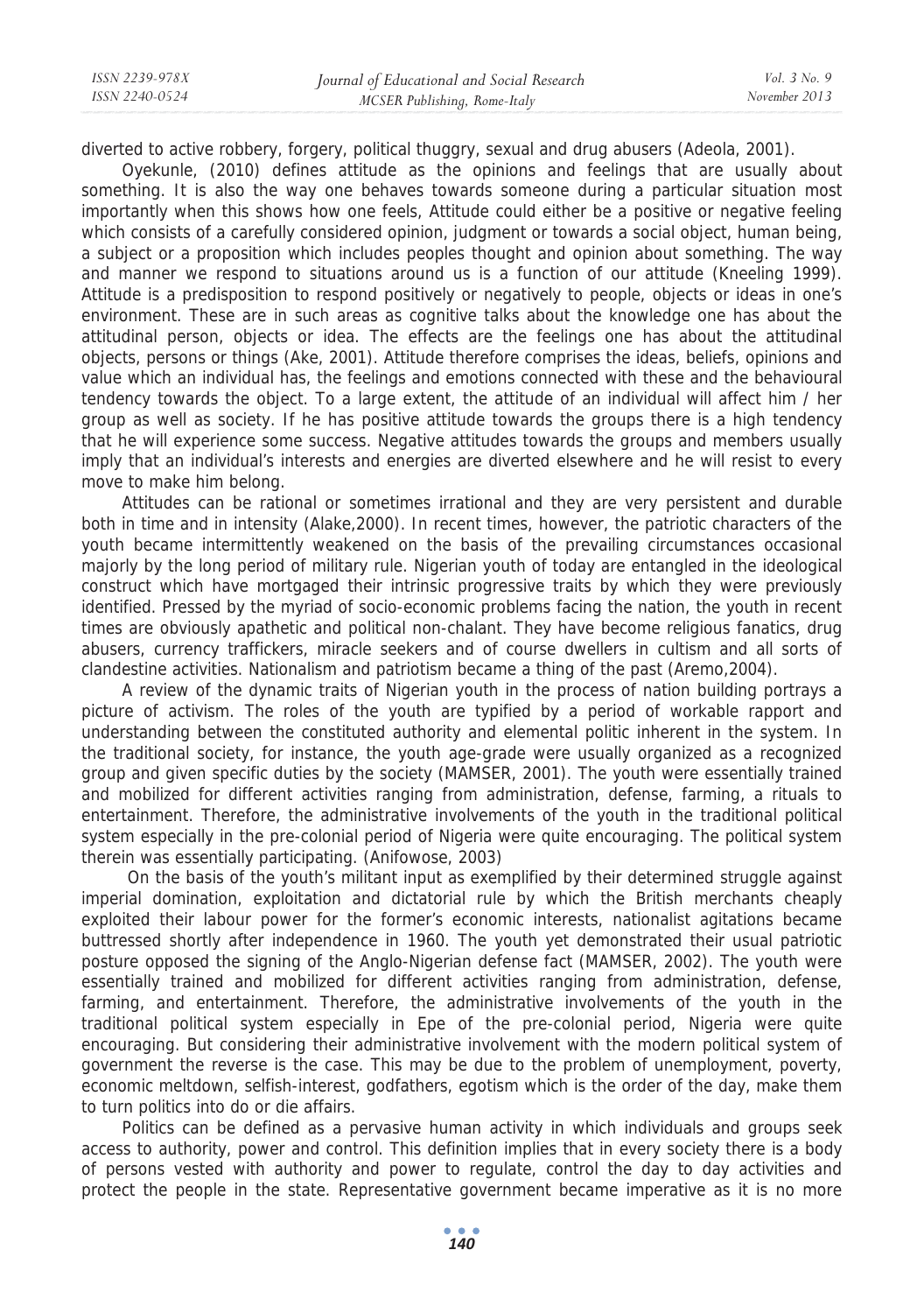diverted to active robbery, forgery, political thuggry, sexual and drug abusers (Adeola, 2001).

Oyekunle, (2010) defines attitude as the opinions and feelings that are usually about something. It is also the way one behaves towards someone during a particular situation most importantly when this shows how one feels, Attitude could either be a positive or negative feeling which consists of a carefully considered opinion, judgment or towards a social object, human being, a subject or a proposition which includes peoples thought and opinion about something. The way and manner we respond to situations around us is a function of our attitude (Kneeling 1999). Attitude is a predisposition to respond positively or negatively to people, objects or ideas in one's environment. These are in such areas as cognitive talks about the knowledge one has about the attitudinal person, objects or idea. The effects are the feelings one has about the attitudinal objects, persons or things (Ake, 2001). Attitude therefore comprises the ideas, beliefs, opinions and value which an individual has, the feelings and emotions connected with these and the behavioural tendency towards the object. To a large extent, the attitude of an individual will affect him / her group as well as society. If he has positive attitude towards the groups there is a high tendency that he will experience some success. Negative attitudes towards the groups and members usually imply that an individual's interests and energies are diverted elsewhere and he will resist to every move to make him belong.

Attitudes can be rational or sometimes irrational and they are very persistent and durable both in time and in intensity (Alake,2000). In recent times, however, the patriotic characters of the youth became intermittently weakened on the basis of the prevailing circumstances occasional majorly by the long period of military rule. Nigerian youth of today are entangled in the ideological construct which have mortgaged their intrinsic progressive traits by which they were previously identified. Pressed by the myriad of socio-economic problems facing the nation, the youth in recent times are obviously apathetic and political non-chalant. They have become religious fanatics, drug abusers, currency traffickers, miracle seekers and of course dwellers in cultism and all sorts of clandestine activities. Nationalism and patriotism became a thing of the past (Aremo,2004).

A review of the dynamic traits of Nigerian youth in the process of nation building portrays a picture of activism. The roles of the youth are typified by a period of workable rapport and understanding between the constituted authority and elemental politic inherent in the system. In the traditional society, for instance, the youth age-grade were usually organized as a recognized group and given specific duties by the society (MAMSER, 2001). The youth were essentially trained and mobilized for different activities ranging from administration, defense, farming, a rituals to entertainment. Therefore, the administrative involvements of the youth in the traditional political system especially in the pre-colonial period of Nigeria were quite encouraging. The political system therein was essentially participating. (Anifowose, 2003)

On the basis of the youth's militant input as exemplified by their determined struggle against imperial domination, exploitation and dictatorial rule by which the British merchants cheaply exploited their labour power for the former's economic interests, nationalist agitations became buttressed shortly after independence in 1960. The youth yet demonstrated their usual patriotic posture opposed the signing of the Anglo-Nigerian defense fact (MAMSER, 2002). The youth were essentially trained and mobilized for different activities ranging from administration, defense, farming, and entertainment. Therefore, the administrative involvements of the youth in the traditional political system especially in Epe of the pre-colonial period, Nigeria were quite encouraging. But considering their administrative involvement with the modern political system of government the reverse is the case. This may be due to the problem of unemployment, poverty, economic meltdown, selfish-interest, godfathers, egotism which is the order of the day, make them to turn politics into do or die affairs.

Politics can be defined as a pervasive human activity in which individuals and groups seek access to authority, power and control. This definition implies that in every society there is a body of persons vested with authority and power to regulate, control the day to day activities and protect the people in the state. Representative government became imperative as it is no more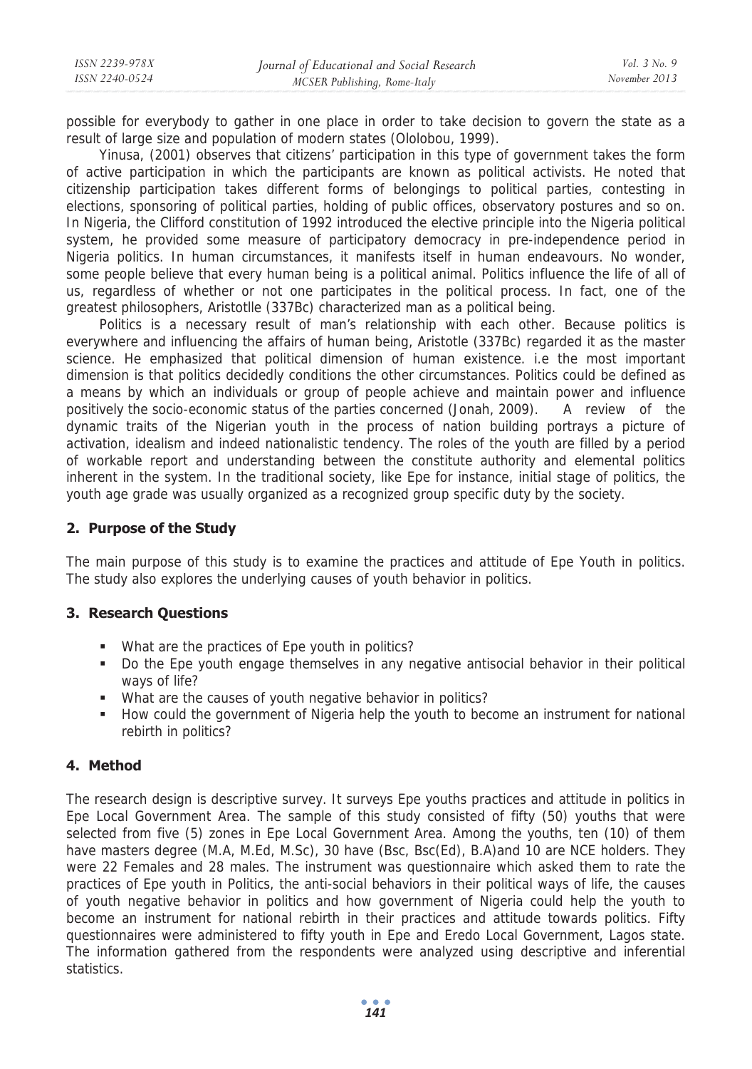possible for everybody to gather in one place in order to take decision to govern the state as a result of large size and population of modern states (Ololobou, 1999).

Yinusa, (2001) observes that citizens' participation in this type of government takes the form of active participation in which the participants are known as political activists. He noted that citizenship participation takes different forms of belongings to political parties, contesting in elections, sponsoring of political parties, holding of public offices, observatory postures and so on. In Nigeria, the Clifford constitution of 1992 introduced the elective principle into the Nigeria political system, he provided some measure of participatory democracy in pre-independence period in Nigeria politics. In human circumstances, it manifests itself in human endeavours. No wonder, some people believe that every human being is a political animal. Politics influence the life of all of us, regardless of whether or not one participates in the political process. In fact, one of the greatest philosophers, Aristotlle (337Bc) characterized man as a political being.

Politics is a necessary result of man's relationship with each other. Because politics is everywhere and influencing the affairs of human being, Aristotle (337Bc) regarded it as the master science. He emphasized that political dimension of human existence. i.e the most important dimension is that politics decidedly conditions the other circumstances. Politics could be defined as a means by which an individuals or group of people achieve and maintain power and influence positively the socio-economic status of the parties concerned (Jonah, 2009). A review of the dynamic traits of the Nigerian youth in the process of nation building portrays a picture of activation, idealism and indeed nationalistic tendency. The roles of the youth are filled by a period of workable report and understanding between the constitute authority and elemental politics inherent in the system. In the traditional society, like Epe for instance, initial stage of politics, the youth age grade was usually organized as a recognized group specific duty by the society.

## 2. Purpose of the Study

The main purpose of this study is to examine the practices and attitude of Epe Youth in politics. The study also explores the underlying causes of youth behavior in politics.

## 3. Research Questions

- What are the practices of Epe youth in politics?
- Do the Epe youth engage themselves in any negative antisocial behavior in their political ways of life?
- What are the causes of youth negative behavior in politics?
- How could the government of Nigeria help the youth to become an instrument for national rebirth in politics?

## 4. Method

The research design is descriptive survey. It surveys Epe youths practices and attitude in politics in Epe Local Government Area. The sample of this study consisted of fifty (50) youths that were selected from five (5) zones in Epe Local Government Area. Among the youths, ten (10) of them have masters degree (M.A, M.Ed, M.Sc), 30 have (Bsc, Bsc(Ed), B.A)and 10 are NCE holders. They were 22 Females and 28 males. The instrument was questionnaire which asked them to rate the practices of Epe youth in Politics, the anti-social behaviors in their political ways of life, the causes of youth negative behavior in politics and how government of Nigeria could help the youth to become an instrument for national rebirth in their practices and attitude towards politics. Fifty questionnaires were administered to fifty youth in Epe and Eredo Local Government, Lagos state. The information gathered from the respondents were analyzed using descriptive and inferential statistics.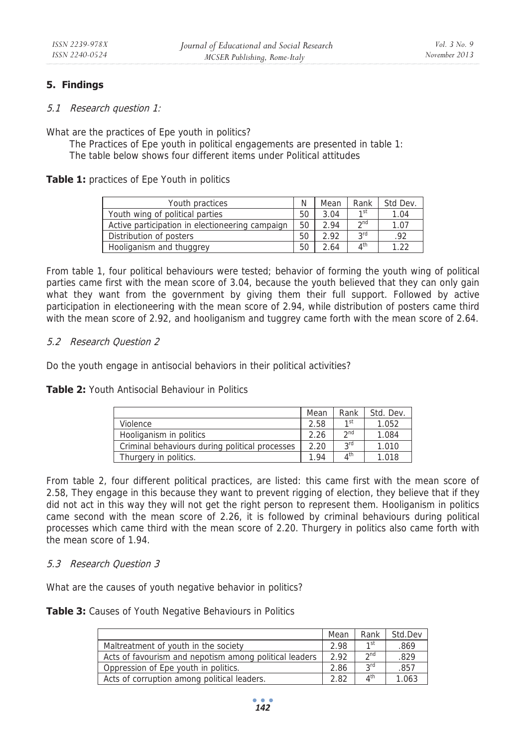## 5. Findings

### *5.1 Research question 1:*

What are the practices of Epe youth in politics?

The Practices of Epe youth in political engagements are presented in table 1:

The table below shows four different items under Political attitudes

**Table 1:** practices of Epe Youth in politics

| Youth practices | N | Mean | Rank | Std Dev. |
|---|---|---|---|---|
| Youth wing of political parties | 50 | 3.04 | 1st | 1.04 |
| Active participation in electioneering campaign | 50 | 2.94 | 2nd | 1.07 |
| Distribution of posters | 50 | 2.92 | 3rd | .92 |
| Hooliganism and thuggrey | 50 | 2.64 | 4th | 1.22 |

From table 1, four political behaviours were tested; behavior of forming the youth wing of political parties came first with the mean score of 3.04, because the youth believed that they can only gain what they want from the government by giving them their full support. Followed by active participation in electioneering with the mean score of 2.94, while distribution of posters came third with the mean score of 2.92, and hooliganism and tuggrey came forth with the mean score of 2.64.

### *5.2 Research Question 2*

Do the youth engage in antisocial behaviors in their political activities?

**Table 2:** Youth Antisocial Behaviour in Politics

| | Mean | Rank | Std. Dev. |
|---|---|---|---|
| Violence | 2.58 | 1st | 1.052 |
| Hooliganism in politics | 2.26 | 2nd | 1.084 |
| Criminal behaviours during political processes | 2.20 | 3rd | 1.010 |
| Thurgery in politics. | 1.94 | 4th | 1.018 |

From table 2, four different political practices, are listed: this came first with the mean score of 2.58, They engage in this because they want to prevent rigging of election, they believe that if they did not act in this way they will not get the right person to represent them. Hooliganism in politics came second with the mean score of 2.26, it is followed by criminal behaviours during political processes which came third with the mean score of 2.20. Thurgery in politics also came forth with the mean score of 1.94.

### *5.3 Research Question 3*

What are the causes of youth negative behavior in politics?

**Table 3:** Causes of Youth Negative Behaviours in Politics

| | Mean | Rank | Std.Dev |
|---|---|---|---|
| Maltreatment of youth in the society | 2.98 | 1st | .869 |
| Acts of favourism and nepotism among political leaders | 2.92 | 2nd | .829 |
| Oppression of Epe youth in politics. | 2.86 | 3rd | .857 |
| Acts of corruption among political leaders. | 2.82 | 4th | 1.063 |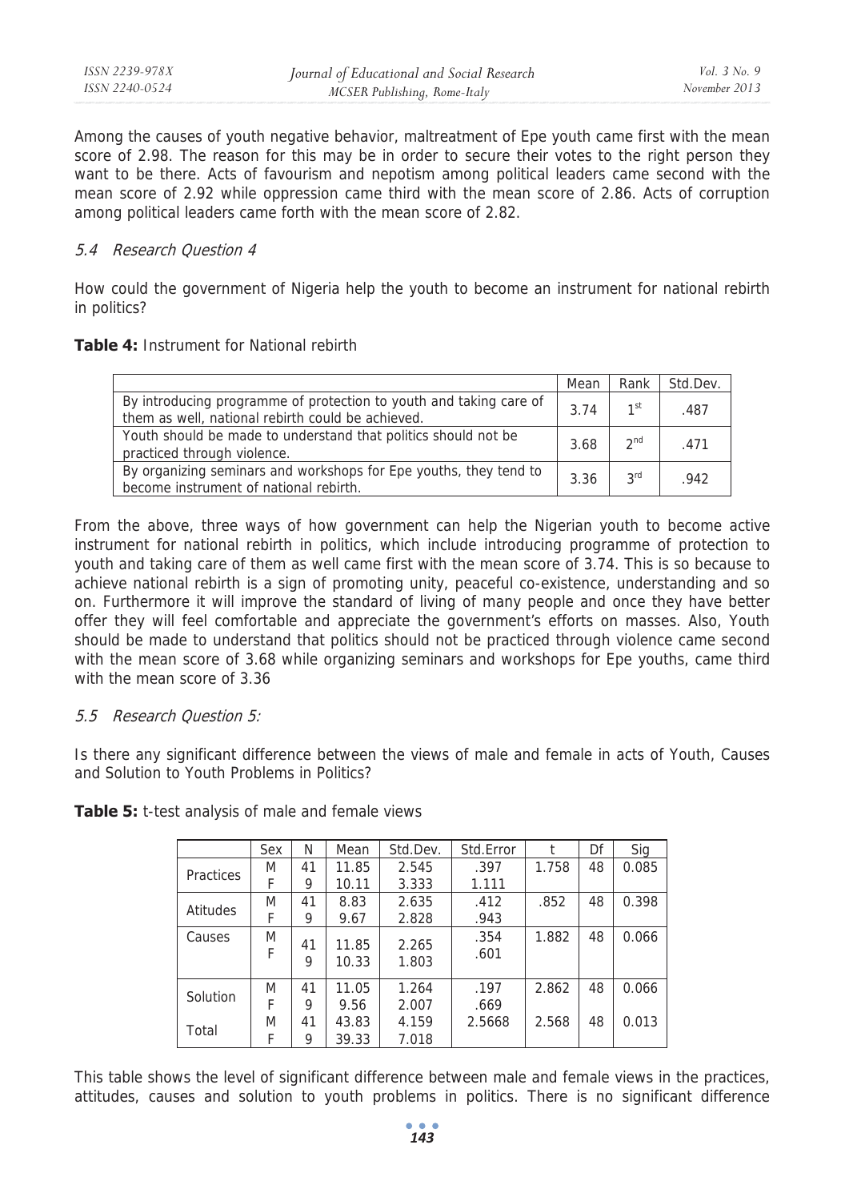Among the causes of youth negative behavior, maltreatment of Epe youth came first with the mean score of 2.98. The reason for this may be in order to secure their votes to the right person they want to be there. Acts of favourism and nepotism among political leaders came second with the mean score of 2.92 while oppression came third with the mean score of 2.86. Acts of corruption among political leaders came forth with the mean score of 2.82.

### *5.4 Research Question 4*

How could the government of Nigeria help the youth to become an instrument for national rebirth in politics?

**Table 4:** Instrument for National rebirth

| | Mean | Rank | Std.Dev. |
|---|---|---|---|
| By introducing programme of protection to youth and taking care of them as well, national rebirth could be achieved. | 3.74 | 1st | .487 |
| Youth should be made to understand that politics should not be practiced through violence. | 3.68 | 2nd | .471 |
| By organizing seminars and workshops for Epe youths, they tend to become instrument of national rebirth. | 3.36 | 3rd | .942 |

From the above, three ways of how government can help the Nigerian youth to become active instrument for national rebirth in politics, which include introducing programme of protection to youth and taking care of them as well came first with the mean score of 3.74. This is so because to achieve national rebirth is a sign of promoting unity, peaceful co-existence, understanding and so on. Furthermore it will improve the standard of living of many people and once they have better offer they will feel comfortable and appreciate the government's efforts on masses. Also, Youth should be made to understand that politics should not be practiced through violence came second with the mean score of 3.68 while organizing seminars and workshops for Epe youths, came third with the mean score of 3.36

### *5.5 Research Question 5:*

Is there any significant difference between the views of male and female in acts of Youth, Causes and Solution to Youth Problems in Politics?

**Table 5:** t-test analysis of male and female views

| | Sex | N | Mean | Std.Dev. | Std.Error | t | Df | Sig |
|---|---|---|---|---|---|---|---|---|
| Practices | M | 41 | 11.85 | 2.545 | .397 | 1.758 | 48 | 0.085 |
| | F | 9 | 10.11 | 3.333 | 1.111 | | | |
| Atitudes | M | 41 | 8.83 | 2.635 | .412 | .852 | 48 | 0.398 |
| | F | 9 | 9.67 | 2.828 | .943 | | | |
| Causes | M | 41 | 11.85 | 2.265 | .354 | 1.882 | 48 | 0.066 |
| | F | 9 | 10.33 | 1.803 | .601 | | | |
| Solution | M | 41 | 11.05 | 1.264 | .197 | 2.862 | 48 | 0.066 |
| | F | 9 | 9.56 | 2.007 | .669 | | | |
| Total | M | 41 | 43.83 | 4.159 | 2.5668 | 2.568 | 48 | 0.013 |
| | F | 9 | 39.33 | 7.018 | | | | |

This table shows the level of significant difference between male and female views in the practices, attitudes, causes and solution to youth problems in politics. There is no significant difference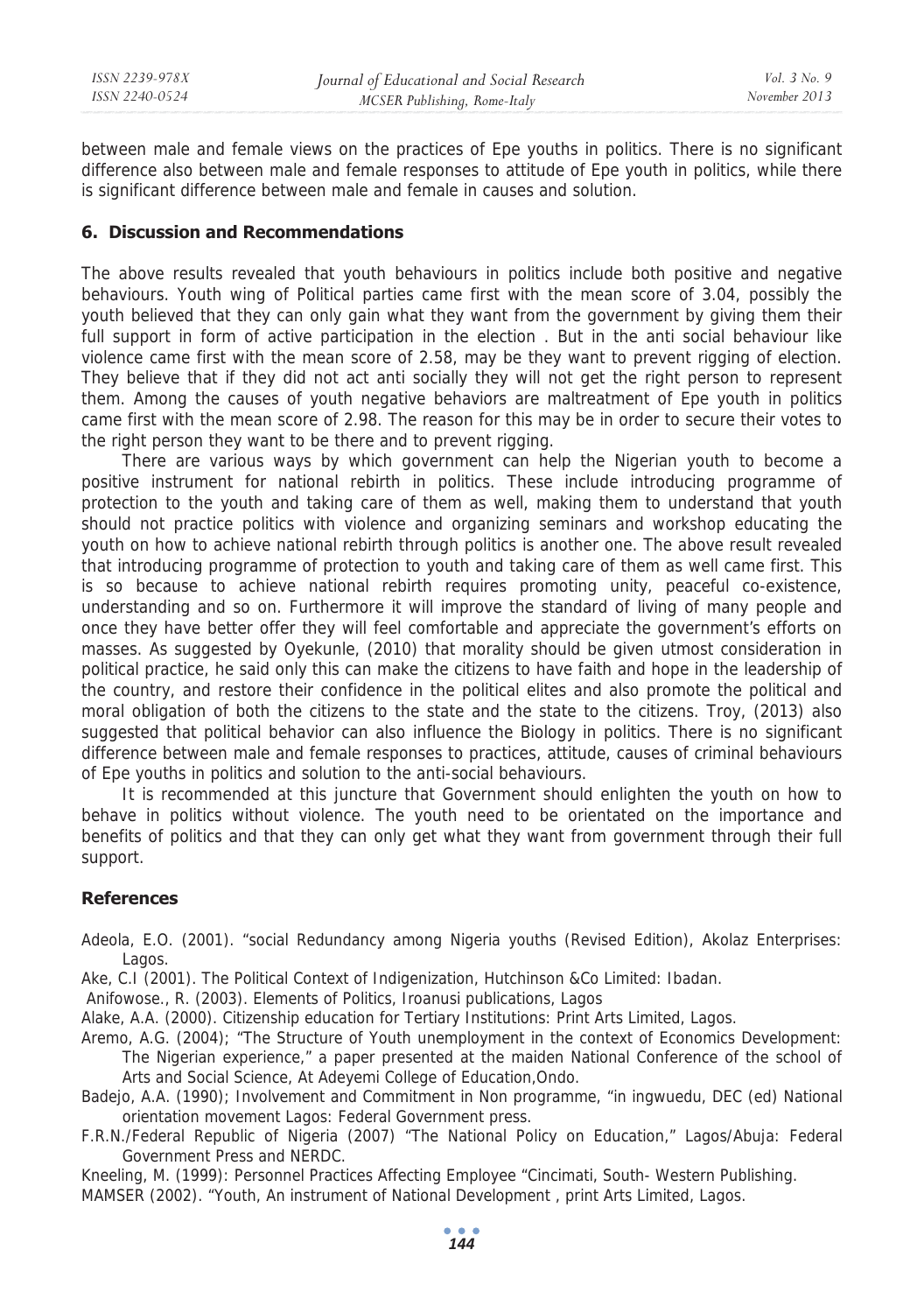between male and female views on the practices of Epe youths in politics. There is no significant difference also between male and female responses to attitude of Epe youth in politics, while there is significant difference between male and female in causes and solution.

## 6. Discussion and Recommendations

The above results revealed that youth behaviours in politics include both positive and negative behaviours. Youth wing of Political parties came first with the mean score of 3.04, possibly the youth believed that they can only gain what they want from the government by giving them their full support in form of active participation in the election . But in the anti social behaviour like violence came first with the mean score of 2.58, may be they want to prevent rigging of election. They believe that if they did not act anti socially they will not get the right person to represent them. Among the causes of youth negative behaviors are maltreatment of Epe youth in politics came first with the mean score of 2.98. The reason for this may be in order to secure their votes to the right person they want to be there and to prevent rigging.

There are various ways by which government can help the Nigerian youth to become a positive instrument for national rebirth in politics. These include introducing programme of protection to the youth and taking care of them as well, making them to understand that youth should not practice politics with violence and organizing seminars and workshop educating the youth on how to achieve national rebirth through politics is another one. The above result revealed that introducing programme of protection to youth and taking care of them as well came first. This is so because to achieve national rebirth requires promoting unity, peaceful co-existence, understanding and so on. Furthermore it will improve the standard of living of many people and once they have better offer they will feel comfortable and appreciate the government's efforts on masses. As suggested by Oyekunle, (2010) that morality should be given utmost consideration in political practice, he said only this can make the citizens to have faith and hope in the leadership of the country, and restore their confidence in the political elites and also promote the political and moral obligation of both the citizens to the state and the state to the citizens. Troy, (2013) also suggested that political behavior can also influence the Biology in politics. There is no significant difference between male and female responses to practices, attitude, causes of criminal behaviours of Epe youths in politics and solution to the anti-social behaviours.

It is recommended at this juncture that Government should enlighten the youth on how to behave in politics without violence. The youth need to be orientated on the importance and benefits of politics and that they can only get what they want from government through their full support.

## References

Adeola, E.O. (2001). "social Redundancy among Nigeria youths (Revised Edition), Akolaz Enterprises: Lagos.

Ake, C.I (2001). The Political Context of Indigenization, Hutchinson &Co Limited: Ibadan.

Anifowose., R. (2003). Elements of Politics, Iroanusi publications, Lagos

Alake, A.A. (2000). Citizenship education for Tertiary Institutions: Print Arts Limited, Lagos.

Aremo, A.G. (2004); "The Structure of Youth unemployment in the context of Economics Development: The Nigerian experience," a paper presented at the maiden National Conference of the school of Arts and Social Science, At Adeyemi College of Education,Ondo.

Badejo, A.A. (1990); Involvement and Commitment in Non programme, "in ingwuedu, DEC (ed) National orientation movement Lagos: Federal Government press.

F.R.N./Federal Republic of Nigeria (2007) "The National Policy on Education," Lagos/Abuja: Federal Government Press and NERDC.

Kneeling, M. (1999): Personnel Practices Affecting Employee "Cincimati, South- Western Publishing.

MAMSER (2002). "Youth, An instrument of National Development , print Arts Limited, Lagos.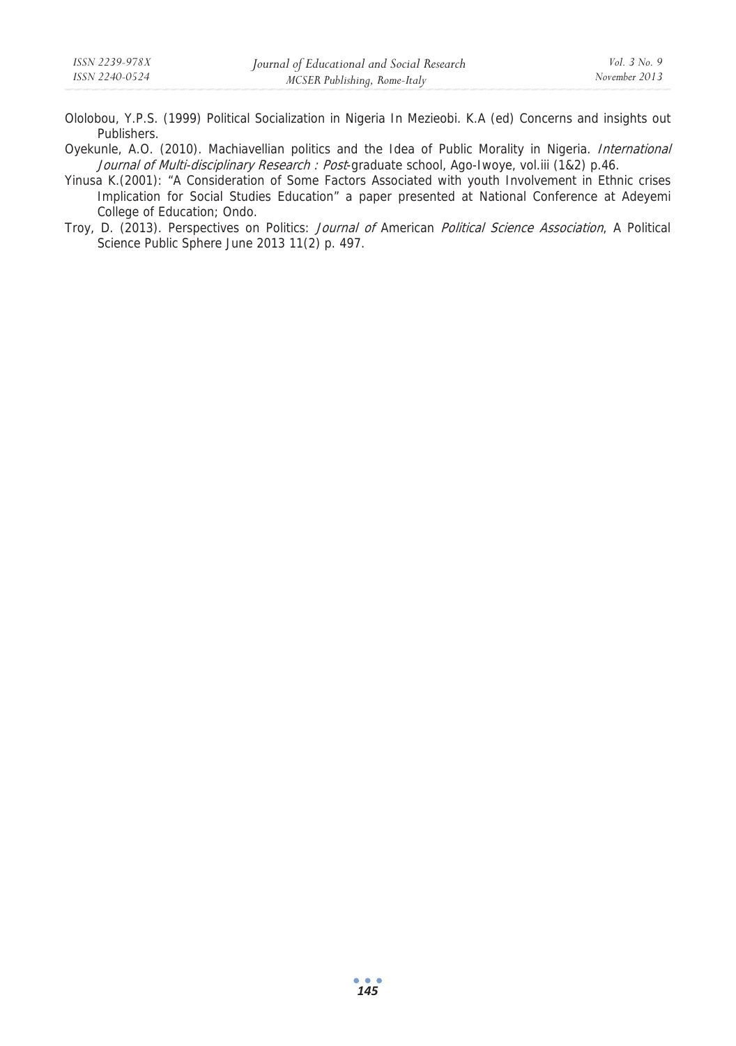Ololobou, Y.P.S. (1999) Political Socialization in Nigeria In Mezieobi. K.A (ed) Concerns and insights out Publishers.

Oyekunle, A.O. (2010). Machiavellian politics and the Idea of Public Morality in Nigeria. *International Journal of Multi-disciplinary Research : Post*-graduate school, Ago-Iwoye, vol.iii (1&2) p.46.

Yinusa K.(2001): "A Consideration of Some Factors Associated with youth Involvement in Ethnic crises Implication for Social Studies Education" a paper presented at National Conference at Adeyemi College of Education; Ondo.

Troy, D. (2013). Perspectives on Politics: *Journal of* American *Political Science Association*, A Political Science Public Sphere June 2013 11(2) p. 497.